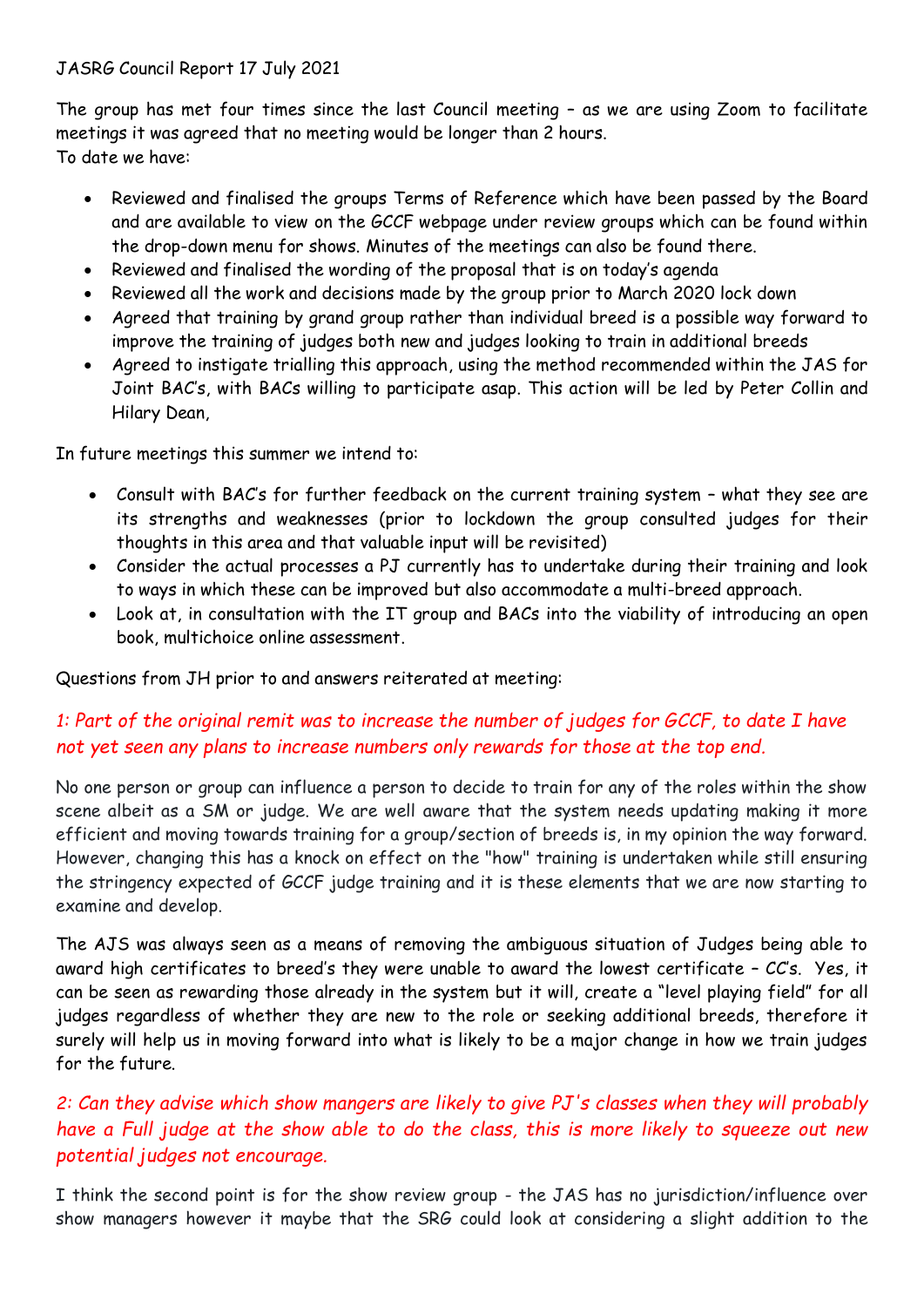JASRG Council Report 17 July 2021

The group has met four times since the last Council meeting – as we are using Zoom to facilitate meetings it was agreed that no meeting would be longer than 2 hours.
To date we have:

- Reviewed and finalised the groups Terms of Reference which have been passed by the Board and are available to view on the GCCF webpage under review groups which can be found within the drop-down menu for shows. Minutes of the meetings can also be found there.
- Reviewed and finalised the wording of the proposal that is on today's agenda
- Reviewed all the work and decisions made by the group prior to March 2020 lock down
- Agreed that training by grand group rather than individual breed is a possible way forward to improve the training of judges both new and judges looking to train in additional breeds
- Agreed to instigate trialling this approach, using the method recommended within the JAS for Joint BAC's, with BACs willing to participate asap. This action will be led by Peter Collin and Hilary Dean,

In future meetings this summer we intend to:

- Consult with BAC's for further feedback on the current training system – what they see are its strengths and weaknesses (prior to lockdown the group consulted judges for their thoughts in this area and that valuable input will be revisited)
- Consider the actual processes a PJ currently has to undertake during their training and look to ways in which these can be improved but also accommodate a multi-breed approach.
- Look at, in consultation with the IT group and BACs into the viability of introducing an open book, multichoice online assessment.

Questions from JH prior to and answers reiterated at meeting:

*1: Part of the original remit was to increase the number of judges for GCCF, to date I have not yet seen any plans to increase numbers only rewards for those at the top end.*

No one person or group can influence a person to decide to train for any of the roles within the show scene albeit as a SM or judge. We are well aware that the system needs updating making it more efficient and moving towards training for a group/section of breeds is, in my opinion the way forward. However, changing this has a knock on effect on the "how" training is undertaken while still ensuring the stringency expected of GCCF judge training and it is these elements that we are now starting to examine and develop.

The AJS was always seen as a means of removing the ambiguous situation of Judges being able to award high certificates to breed's they were unable to award the lowest certificate – CC's. Yes, it can be seen as rewarding those already in the system but it will, create a "level playing field" for all judges regardless of whether they are new to the role or seeking additional breeds, therefore it surely will help us in moving forward into what is likely to be a major change in how we train judges for the future.

*2: Can they advise which show mangers are likely to give PJ's classes when they will probably have a Full judge at the show able to do the class, this is more likely to squeeze out new potential judges not encourage.*

I think the second point is for the show review group - the JAS has no jurisdiction/influence over show managers however it maybe that the SRG could look at considering a slight addition to the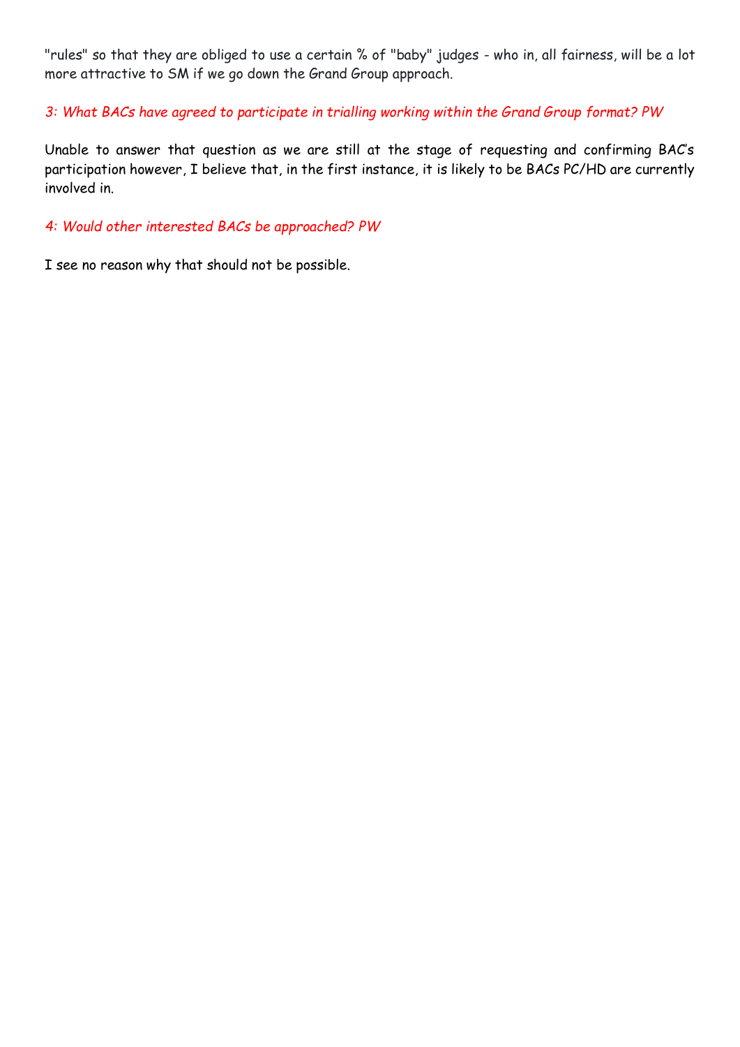"rules" so that they are obliged to use a certain % of "baby" judges - who in, all fairness, will be a lot more attractive to SM if we go down the Grand Group approach.

*3: What BACs have agreed to participate in trialling working within the Grand Group format? PW*

Unable to answer that question as we are still at the stage of requesting and confirming BAC's participation however, I believe that, in the first instance, it is likely to be BACs PC/HD are currently involved in.

*4: Would other interested BACs be approached? PW*

I see no reason why that should not be possible.